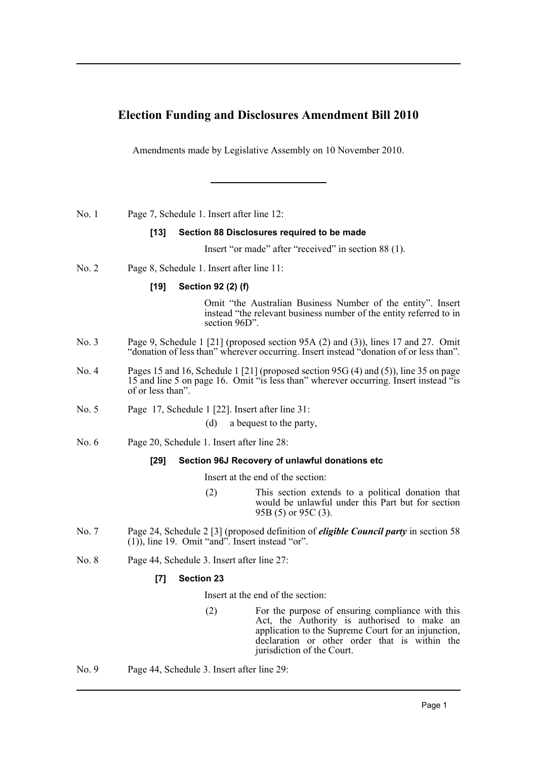# Election Funding and Disclosures Amendment Bill 2010

Amendments made by Legislative Assembly on 10 November 2010.

---

No. 1 Page 7, Schedule 1. Insert after line 12:

**[13] Section 88 Disclosures required to be made**

Insert "or made" after "received" in section 88 (1).

No. 2 Page 8, Schedule 1. Insert after line 11:

**[19] Section 92 (2) (f)**

Omit "the Australian Business Number of the entity". Insert instead "the relevant business number of the entity referred to in section 96D".

No. 3 Page 9, Schedule 1 [21] (proposed section 95A (2) and (3)), lines 17 and 27. Omit "donation of less than" wherever occurring. Insert instead "donation of or less than".

No. 4 Pages 15 and 16, Schedule 1 [21] (proposed section 95G (4) and (5)), line 35 on page 15 and line 5 on page 16. Omit "is less than" wherever occurring. Insert instead "is of or less than".

No. 5 Page 17, Schedule 1 [22]. Insert after line 31:

(d) a bequest to the party,

No. 6 Page 20, Schedule 1. Insert after line 28:

**[29] Section 96J Recovery of unlawful donations etc**

Insert at the end of the section:

(2) This section extends to a political donation that would be unlawful under this Part but for section 95B (5) or 95C (3).

No. 7 Page 24, Schedule 2 [3] (proposed definition of ***eligible Council party*** in section 58 (1)), line 19. Omit "and". Insert instead "or".

No. 8 Page 44, Schedule 3. Insert after line 27:

**[7] Section 23**

Insert at the end of the section:

(2) For the purpose of ensuring compliance with this Act, the Authority is authorised to make an application to the Supreme Court for an injunction, declaration or other order that is within the jurisdiction of the Court.

No. 9 Page 44, Schedule 3. Insert after line 29: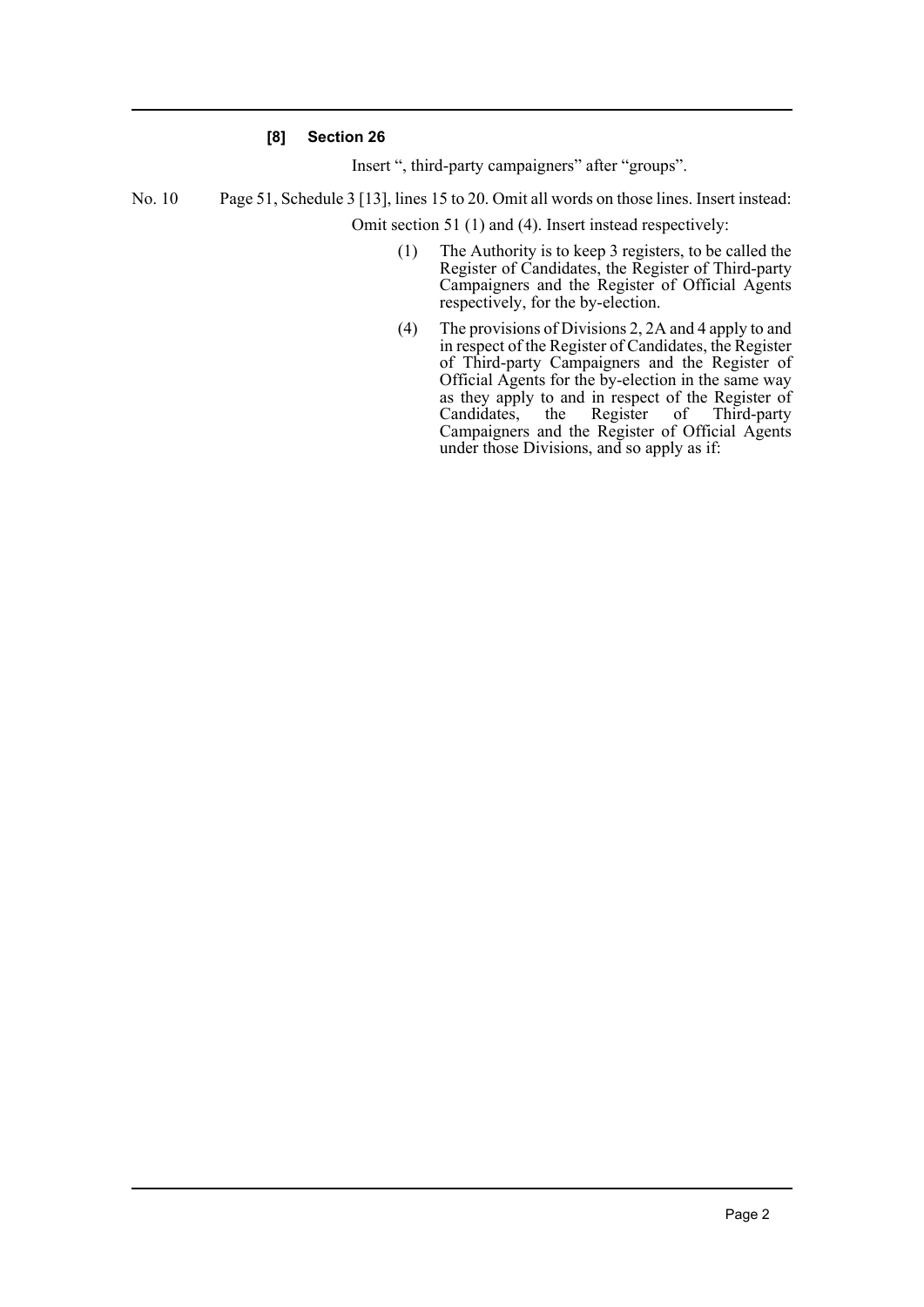**[8] Section 26**

Insert ", third-party campaigners" after "groups".

No. 10 Page 51, Schedule 3 [13], lines 15 to 20. Omit all words on those lines. Insert instead:

Omit section 51 (1) and (4). Insert instead respectively:

(1) The Authority is to keep 3 registers, to be called the Register of Candidates, the Register of Third-party Campaigners and the Register of Official Agents respectively, for the by-election.

(4) The provisions of Divisions 2, 2A and 4 apply to and in respect of the Register of Candidates, the Register of Third-party Campaigners and the Register of Official Agents for the by-election in the same way as they apply to and in respect of the Register of Candidates, the Register of Third-party Campaigners and the Register of Official Agents under those Divisions, and so apply as if: